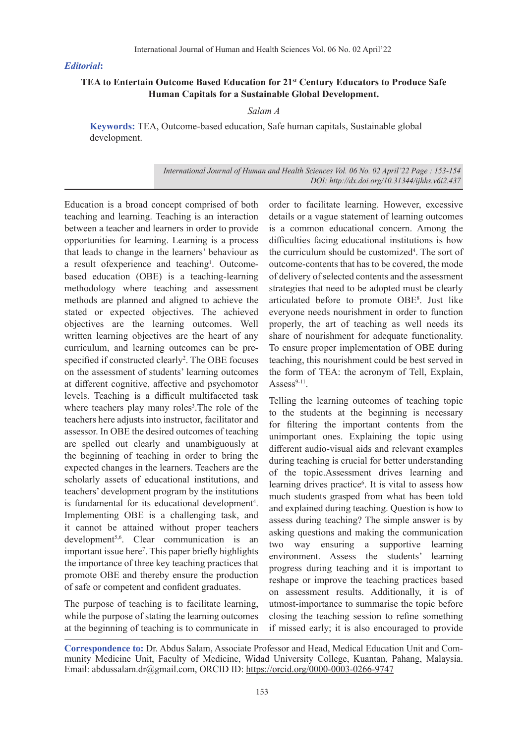*Editorial***:**

**TEA to Entertain Outcome Based Education for 21st Century Educators to Produce Safe Human Capitals for a Sustainable Global Development.**

*Salam A*

**Keywords:** TEA, Outcome-based education, Safe human capitals, Sustainable global development.

*DOI: http://dx.doi.org/10.31344/ijhhs.v6i2.437*

Education is a broad concept comprised of both teaching and learning. Teaching is an interaction between a teacher and learners in order to provide opportunities for learning. Learning is a process that leads to change in the learners' behaviour as a result ofexperience and teaching[1]. Outcome-based education (OBE) is a teaching-learning methodology where teaching and assessment methods are planned and aligned to achieve the stated or expected objectives. The achieved objectives are the learning outcomes. Well written learning objectives are the heart of any curriculum, and learning outcomes can be pre-specified if constructed clearly[2]. The OBE focuses on the assessment of students' learning outcomes at different cognitive, affective and psychomotor levels. Teaching is a difficult multifaceted task where teachers play many roles[3].The role of the teachers here adjusts into instructor, facilitator and assessor. In OBE the desired outcomes of teaching are spelled out clearly and unambiguously at the beginning of teaching in order to bring the expected changes in the learners. Teachers are the scholarly assets of educational institutions, and teachers' development program by the institutions is fundamental for its educational development[4]. Implementing OBE is a challenging task, and it cannot be attained without proper teachers development[5,6]. Clear communication is an important issue here[7]. This paper briefly highlights the importance of three key teaching practices that promote OBE and thereby ensure the production of safe or competent and confident graduates.

The purpose of teaching is to facilitate learning, while the purpose of stating the learning outcomes at the beginning of teaching is to communicate in order to facilitate learning. However, excessive details or a vague statement of learning outcomes is a common educational concern. Among the difficulties facing educational institutions is how the curriculum should be customized[4]. The sort of outcome-contents that has to be covered, the mode of delivery of selected contents and the assessment strategies that need to be adopted must be clearly articulated before to promote OBE[8]. Just like everyone needs nourishment in order to function properly, the art of teaching as well needs its share of nourishment for adequate functionality. To ensure proper implementation of OBE during teaching, this nourishment could be best served in the form of TEA: the acronym of Tell, Explain, Assess[9-11].

Telling the learning outcomes of teaching topic to the students at the beginning is necessary for filtering the important contents from the unimportant ones. Explaining the topic using different audio-visual aids and relevant examples during teaching is crucial for better understanding of the topic.Assessment drives learning and learning drives practice[6]. It is vital to assess how much students grasped from what has been told and explained during teaching. Question is how to assess during teaching? The simple answer is by asking questions and making the communication two way ensuring a supportive learning environment. Assess the students' learning progress during teaching and it is important to reshape or improve the teaching practices based on assessment results. Additionally, it is of utmost-importance to summarise the topic before closing the teaching session to refine something if missed early; it is also encouraged to provide

**Correspondence to:** Dr. Abdus Salam, Associate Professor and Head, Medical Education Unit and Community Medicine Unit, Faculty of Medicine, Widad University College, Kuantan, Pahang, Malaysia. Email: abdussalam.dr@gmail.com, ORCID ID: https://orcid.org/0000-0003-0266-9747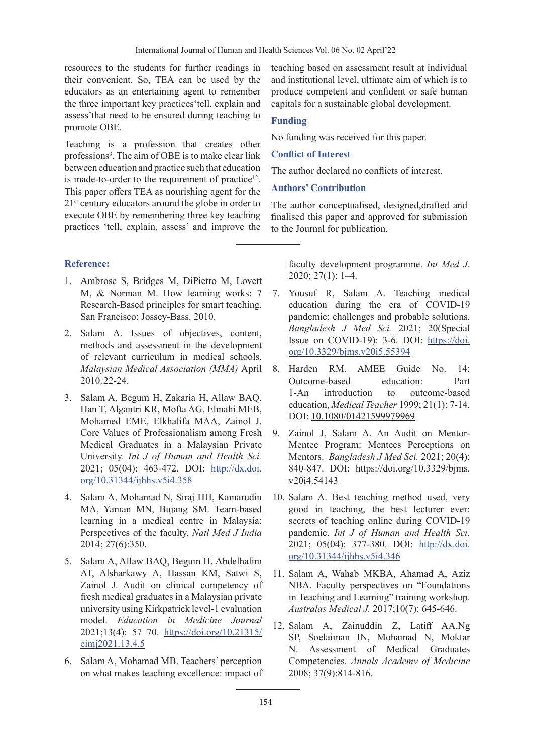resources to the students for further readings in their convenient. So, TEA can be used by the educators as an entertaining agent to remember the three important key practices'tell, explain and assess'that need to be ensured during teaching to promote OBE.

Teaching is a profession that creates other professions[3]. The aim of OBE is to make clear link between education and practice such that education is made-to-order to the requirement of practice[12]. This paper offers TEA as nourishing agent for the 21st century educators around the globe in order to execute OBE by remembering three key teaching practices 'tell, explain, assess' and improve the teaching based on assessment result at individual and institutional level, ultimate aim of which is to produce competent and confident or safe human capitals for a sustainable global development.

## Funding

No funding was received for this paper.

## Conflict of Interest

The author declared no conflicts of interest.

## Authors' Contribution

The author conceptualised, designed,drafted and finalised this paper and approved for submission to the Journal for publication.

## Reference:

1. Ambrose S, Bridges M, DiPietro M, Lovett M, & Norman M. How learning works: 7 Research-Based principles for smart teaching. San Francisco: Jossey-Bass. 2010.
2. Salam A. Issues of objectives, content, methods and assessment in the development of relevant curriculum in medical schools. *Malaysian Medical Association (MMA)* April 2010*;*22-24.
3. Salam A, Begum H, Zakaria H, Allaw BAQ, Han T, Algantri KR, Mofta AG, Elmahi MEB, Mohamed EME, Elkhalifa MAA, Zainol J. Core Values of Professionalism among Fresh Medical Graduates in a Malaysian Private University. *Int J of Human and Health Sci.* 2021; 05(04): 463-472. DOI: http://dx.doi.org/10.31344/ijhhs.v5i4.358
4. Salam A, Mohamad N, Siraj HH, Kamarudin MA, Yaman MN, Bujang SM. Team-based learning in a medical centre in Malaysia: Perspectives of the faculty. *Natl Med J India* 2014; 27(6):350.
5. Salam A, Allaw BAQ, Begum H, Abdelhalim AT, Alsharkawy A, Hassan KM, Satwi S, Zainol J. Audit on clinical competency of fresh medical graduates in a Malaysian private university using Kirkpatrick level-1 evaluation model. *Education in Medicine Journal* 2021;13(4): 57–70. https://doi.org/10.21315/eimj2021.13.4.5
6. Salam A, Mohamad MB. Teachers' perception on what makes teaching excellence: impact of faculty development programme. *Int Med J.* 2020; 27(1): 1–4.
7. Yousuf R, Salam A. Teaching medical education during the era of COVID-19 pandemic: challenges and probable solutions. *Bangladesh J Med Sci.* 2021; 20(Special Issue on COVID-19): 3-6. DOI: https://doi.org/10.3329/bjms.v20i5.55394
8. Harden RM. AMEE Guide No. 14: Outcome-based education: Part 1-An introduction to outcome-based education, *Medical Teacher* 1999; 21(1): 7-14. DOI: 10.1080/01421599979969
9. Zainol J, Salam A. An Audit on Mentor-Mentee Program: Mentees Perceptions on Mentors. *Bangladesh J Med Sci.* 2021; 20(4): 840-847. DOI: https://doi.org/10.3329/bjms.v20i4.54143
10. Salam A. Best teaching method used, very good in teaching, the best lecturer ever: secrets of teaching online during COVID-19 pandemic. *Int J of Human and Health Sci.* 2021; 05(04): 377-380. DOI: http://dx.doi.org/10.31344/ijhhs.v5i4.346
11. Salam A, Wahab MKBA, Ahamad A, Aziz NBA. Faculty perspectives on "Foundations in Teaching and Learning" training workshop. *Australas Medical J.* 2017;10(7): 645-646.
12. Salam A, Zainuddin Z, Latiff AA,Ng SP, Soelaiman IN, Mohamad N, Moktar N. Assessment of Medical Graduates Competencies. *Annals Academy of Medicine* 2008; 37(9):814-816.